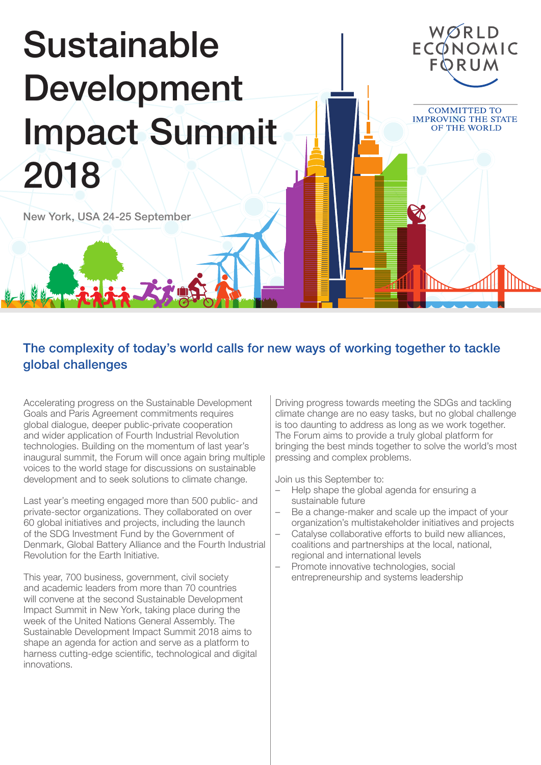# Sustainable Development Impact Summit 2018

New York, USA 24-25 September

WORLD ECONOMIC FORUM

COMMITTED TO IMPROVING THE STATE OF THE WORLD

## The complexity of today's world calls for new ways of working together to tackle global challenges

Accelerating progress on the Sustainable Development Goals and Paris Agreement commitments requires global dialogue, deeper public-private cooperation and wider application of Fourth Industrial Revolution technologies. Building on the momentum of last year's inaugural summit, the Forum will once again bring multiple voices to the world stage for discussions on sustainable development and to seek solutions to climate change.

Last year's meeting engaged more than 500 public- and private-sector organizations. They collaborated on over 60 global initiatives and projects, including the launch of the SDG Investment Fund by the Government of Denmark, Global Battery Alliance and the Fourth Industrial Revolution for the Earth Initiative.

This year, 700 business, government, civil society and academic leaders from more than 70 countries will convene at the second Sustainable Development Impact Summit in New York, taking place during the week of the United Nations General Assembly. The Sustainable Development Impact Summit 2018 aims to shape an agenda for action and serve as a platform to harness cutting-edge scientific, technological and digital innovations.

Driving progress towards meeting the SDGs and tackling climate change are no easy tasks, but no global challenge is too daunting to address as long as we work together. The Forum aims to provide a truly global platform for bringing the best minds together to solve the world's most pressing and complex problems.

Join us this September to:

- Help shape the global agenda for ensuring a sustainable future
- Be a change-maker and scale up the impact of your organization's multistakeholder initiatives and projects
- Catalyse collaborative efforts to build new alliances, coalitions and partnerships at the local, national, regional and international levels
- Promote innovative technologies, social entrepreneurship and systems leadership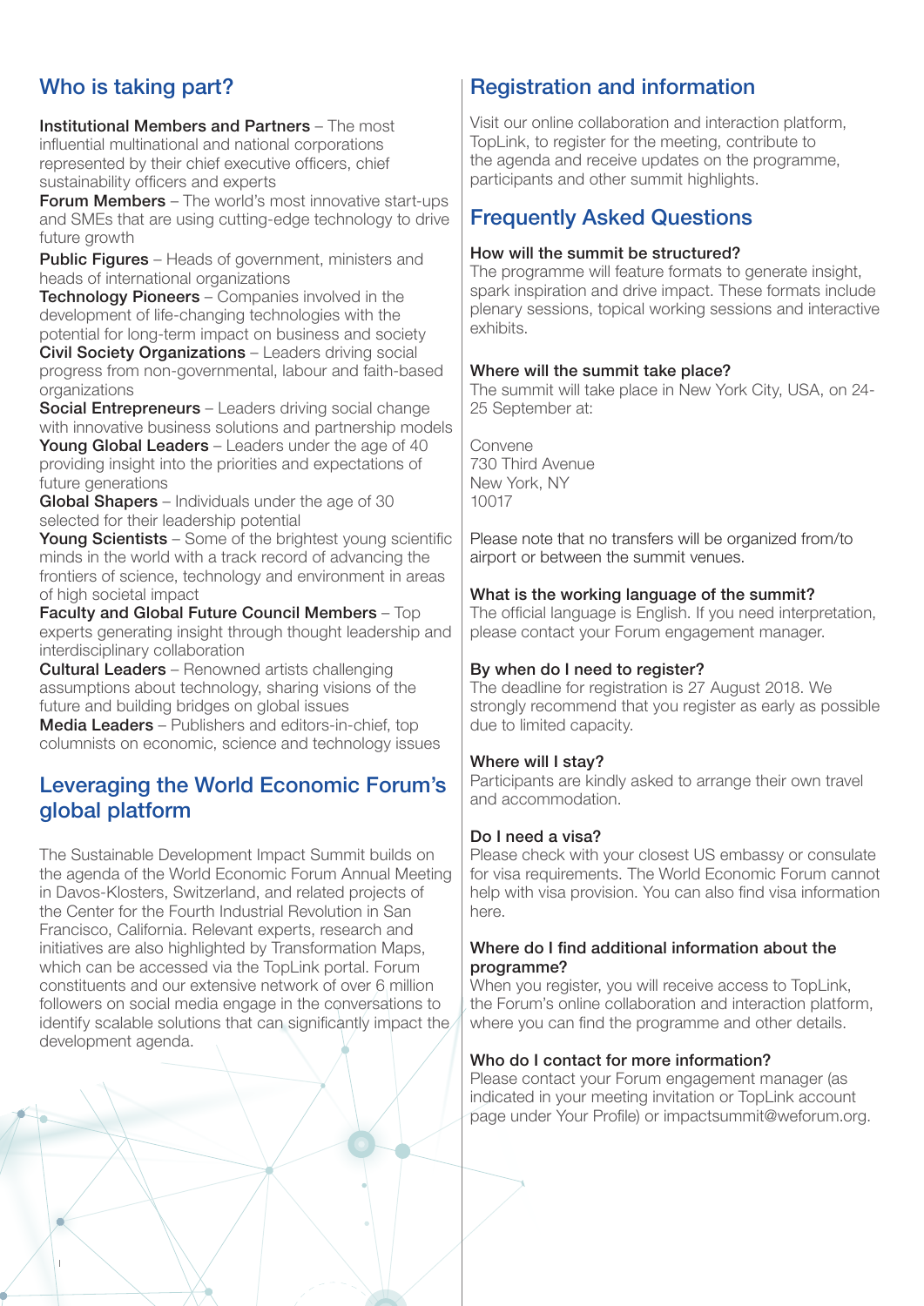## Who is taking part?

**Institutional Members and Partners** – The most influential multinational and national corporations represented by their chief executive officers, chief sustainability officers and experts

**Forum Members** – The world's most innovative start-ups and SMEs that are using cutting-edge technology to drive future growth

**Public Figures** – Heads of government, ministers and heads of international organizations

**Technology Pioneers** – Companies involved in the development of life-changing technologies with the potential for long-term impact on business and society

**Civil Society Organizations** – Leaders driving social progress from non-governmental, labour and faith-based organizations

**Social Entrepreneurs** – Leaders driving social change with innovative business solutions and partnership models

**Young Global Leaders** – Leaders under the age of 40 providing insight into the priorities and expectations of future generations

**Global Shapers** – Individuals under the age of 30 selected for their leadership potential

**Young Scientists** – Some of the brightest young scientific minds in the world with a track record of advancing the frontiers of science, technology and environment in areas of high societal impact

**Faculty and Global Future Council Members** – Top experts generating insight through thought leadership and interdisciplinary collaboration

**Cultural Leaders** – Renowned artists challenging assumptions about technology, sharing visions of the future and building bridges on global issues

**Media Leaders** – Publishers and editors-in-chief, top columnists on economic, science and technology issues

## Leveraging the World Economic Forum's global platform

The Sustainable Development Impact Summit builds on the agenda of the World Economic Forum Annual Meeting in Davos-Klosters, Switzerland, and related projects of the Center for the Fourth Industrial Revolution in San Francisco, California. Relevant experts, research and initiatives are also highlighted by Transformation Maps, which can be accessed via the TopLink portal. Forum constituents and our extensive network of over 6 million followers on social media engage in the conversations to identify scalable solutions that can significantly impact the development agenda.

## Registration and information

Visit our online collaboration and interaction platform, TopLink, to register for the meeting, contribute to the agenda and receive updates on the programme, participants and other summit highlights.

## Frequently Asked Questions

**How will the summit be structured?**
The programme will feature formats to generate insight, spark inspiration and drive impact. These formats include plenary sessions, topical working sessions and interactive exhibits.

**Where will the summit take place?**
The summit will take place in New York City, USA, on 24-25 September at:

Convene
730 Third Avenue
New York, NY
10017

Please note that no transfers will be organized from/to airport or between the summit venues.

**What is the working language of the summit?**
The official language is English. If you need interpretation, please contact your Forum engagement manager.

**By when do I need to register?**
The deadline for registration is 27 August 2018. We strongly recommend that you register as early as possible due to limited capacity.

**Where will I stay?**
Participants are kindly asked to arrange their own travel and accommodation.

**Do I need a visa?**
Please check with your closest US embassy or consulate for visa requirements. The World Economic Forum cannot help with visa provision. You can also find visa information here.

**Where do I find additional information about the programme?**
When you register, you will receive access to TopLink, the Forum's online collaboration and interaction platform, where you can find the programme and other details.

**Who do I contact for more information?**
Please contact your Forum engagement manager (as indicated in your meeting invitation or TopLink account page under Your Profile) or impactsummit@weforum.org.